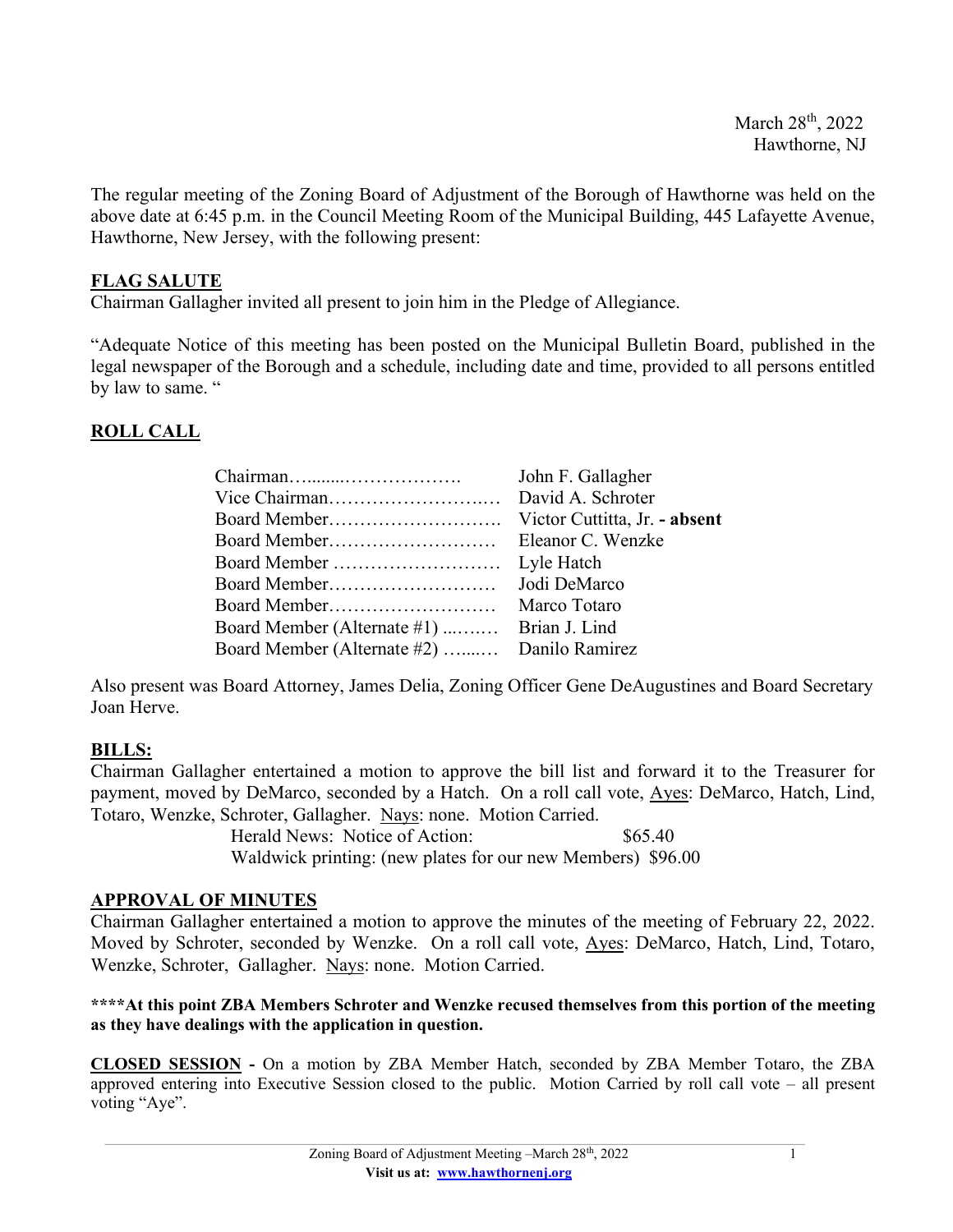March 28th, 2022
Hawthorne, NJ

The regular meeting of the Zoning Board of Adjustment of the Borough of Hawthorne was held on the above date at 6:45 p.m. in the Council Meeting Room of the Municipal Building, 445 Lafayette Avenue, Hawthorne, New Jersey, with the following present:

## FLAG SALUTE

Chairman Gallagher invited all present to join him in the Pledge of Allegiance.

"Adequate Notice of this meeting has been posted on the Municipal Bulletin Board, published in the legal newspaper of the Borough and a schedule, including date and time, provided to all persons entitled by law to same. "

## ROLL CALL

| | |
|---|---|
| Chairman………..………………. | John F. Gallagher |
| Vice Chairman……………………..… | David A. Schroter |
| Board Member………………………. | Victor Cuttitta, Jr. **- absent** |
| Board Member……………………… | Eleanor C. Wenzke |
| Board Member ……………………… | Lyle Hatch |
| Board Member……………………… | Jodi DeMarco |
| Board Member……………………… | Marco Totaro |
| Board Member (Alternate #1) ...…..… | Brian J. Lind |
| Board Member (Alternate #2) …....… | Danilo Ramirez |

Also present was Board Attorney, James Delia, Zoning Officer Gene DeAugustines and Board Secretary Joan Herve.

## BILLS:

Chairman Gallagher entertained a motion to approve the bill list and forward it to the Treasurer for payment, moved by DeMarco, seconded by a Hatch. On a roll call vote, Ayes: DeMarco, Hatch, Lind, Totaro, Wenzke, Schroter, Gallagher. Nays: none. Motion Carried.

Herald News: Notice of Action: $65.40
Waldwick printing: (new plates for our new Members) $96.00

## APPROVAL OF MINUTES

Chairman Gallagher entertained a motion to approve the minutes of the meeting of February 22, 2022. Moved by Schroter, seconded by Wenzke. On a roll call vote, Ayes: DeMarco, Hatch, Lind, Totaro, Wenzke, Schroter, Gallagher. Nays: none. Motion Carried.

**\*\*\*\*At this point ZBA Members Schroter and Wenzke recused themselves from this portion of the meeting as they have dealings with the application in question.**

**CLOSED SESSION -** On a motion by ZBA Member Hatch, seconded by ZBA Member Totaro, the ZBA approved entering into Executive Session closed to the public. Motion Carried by roll call vote – all present voting "Aye".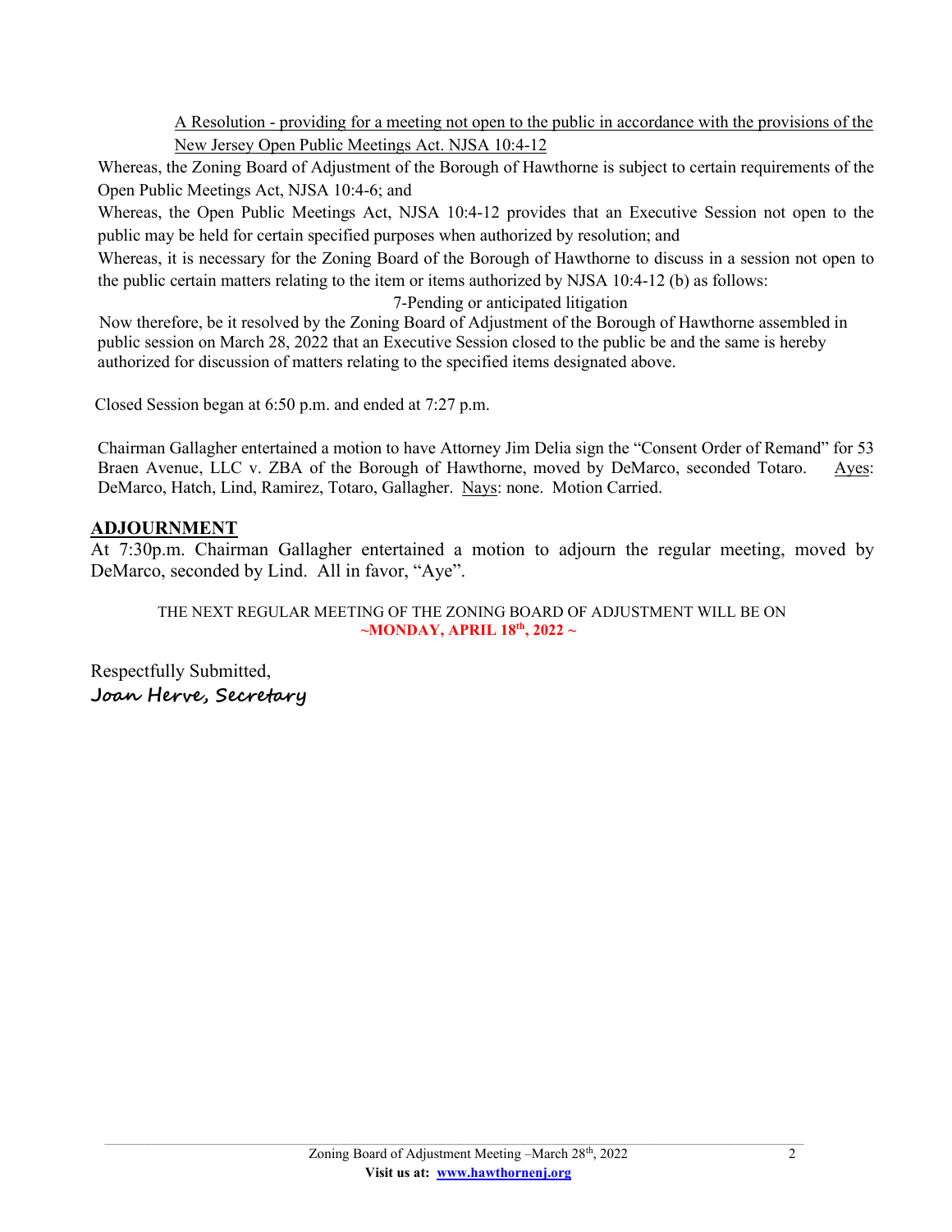A Resolution - providing for a meeting not open to the public in accordance with the provisions of the New Jersey Open Public Meetings Act. NJSA 10:4-12

Whereas, the Zoning Board of Adjustment of the Borough of Hawthorne is subject to certain requirements of the Open Public Meetings Act, NJSA 10:4-6; and

Whereas, the Open Public Meetings Act, NJSA 10:4-12 provides that an Executive Session not open to the public may be held for certain specified purposes when authorized by resolution; and

Whereas, it is necessary for the Zoning Board of the Borough of Hawthorne to discuss in a session not open to the public certain matters relating to the item or items authorized by NJSA 10:4-12 (b) as follows:

7-Pending or anticipated litigation

Now therefore, be it resolved by the Zoning Board of Adjustment of the Borough of Hawthorne assembled in public session on March 28, 2022 that an Executive Session closed to the public be and the same is hereby authorized for discussion of matters relating to the specified items designated above.

Closed Session began at 6:50 p.m. and ended at 7:27 p.m.

Chairman Gallagher entertained a motion to have Attorney Jim Delia sign the "Consent Order of Remand" for 53 Braen Avenue, LLC v. ZBA of the Borough of Hawthorne, moved by DeMarco, seconded Totaro. Ayes: DeMarco, Hatch, Lind, Ramirez, Totaro, Gallagher. Nays: none. Motion Carried.

## ADJOURNMENT

At 7:30p.m. Chairman Gallagher entertained a motion to adjourn the regular meeting, moved by DeMarco, seconded by Lind. All in favor, "Aye".

THE NEXT REGULAR MEETING OF THE ZONING BOARD OF ADJUSTMENT WILL BE ON
**~MONDAY, APRIL 18th, 2022 ~**

Respectfully Submitted,
**Joan Herve, Secretary**